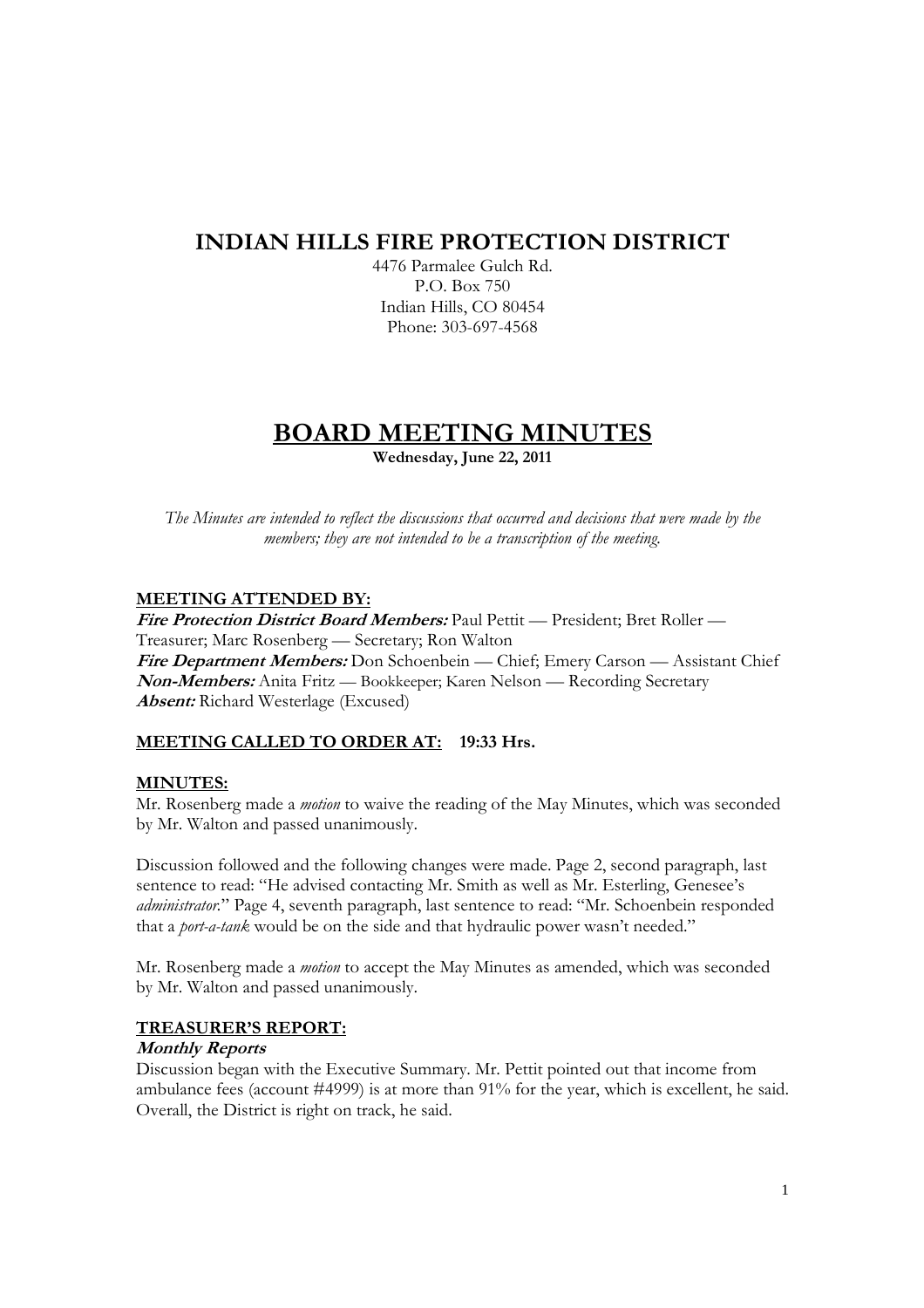# INDIAN HILLS FIRE PROTECTION DISTRICT

4476 Parmalee Gulch Rd.
P.O. Box 750
Indian Hills, CO 80454
Phone: 303-697-4568

# BOARD MEETING MINUTES

**Wednesday, June 22, 2011**

*The Minutes are intended to reflect the discussions that occurred and decisions that were made by the members; they are not intended to be a transcription of the meeting.*

## MEETING ATTENDED BY:

***Fire Protection District Board Members:*** Paul Pettit — President; Bret Roller — Treasurer; Marc Rosenberg — Secretary; Ron Walton
***Fire Department Members:*** Don Schoenbein — Chief; Emery Carson — Assistant Chief
***Non-Members:*** Anita Fritz — Bookkeeper; Karen Nelson — Recording Secretary
***Absent:*** Richard Westerlage (Excused)

## MEETING CALLED TO ORDER AT: 19:33 Hrs.

## MINUTES:

Mr. Rosenberg made a *motion* to waive the reading of the May Minutes, which was seconded by Mr. Walton and passed unanimously.

Discussion followed and the following changes were made. Page 2, second paragraph, last sentence to read: "He advised contacting Mr. Smith as well as Mr. Esterling, Genesee's *administrator*." Page 4, seventh paragraph, last sentence to read: "Mr. Schoenbein responded that a *port-a-tank* would be on the side and that hydraulic power wasn't needed."

Mr. Rosenberg made a *motion* to accept the May Minutes as amended, which was seconded by Mr. Walton and passed unanimously.

## TREASURER'S REPORT:

### *Monthly Reports*

Discussion began with the Executive Summary. Mr. Pettit pointed out that income from ambulance fees (account #4999) is at more than 91% for the year, which is excellent, he said. Overall, the District is right on track, he said.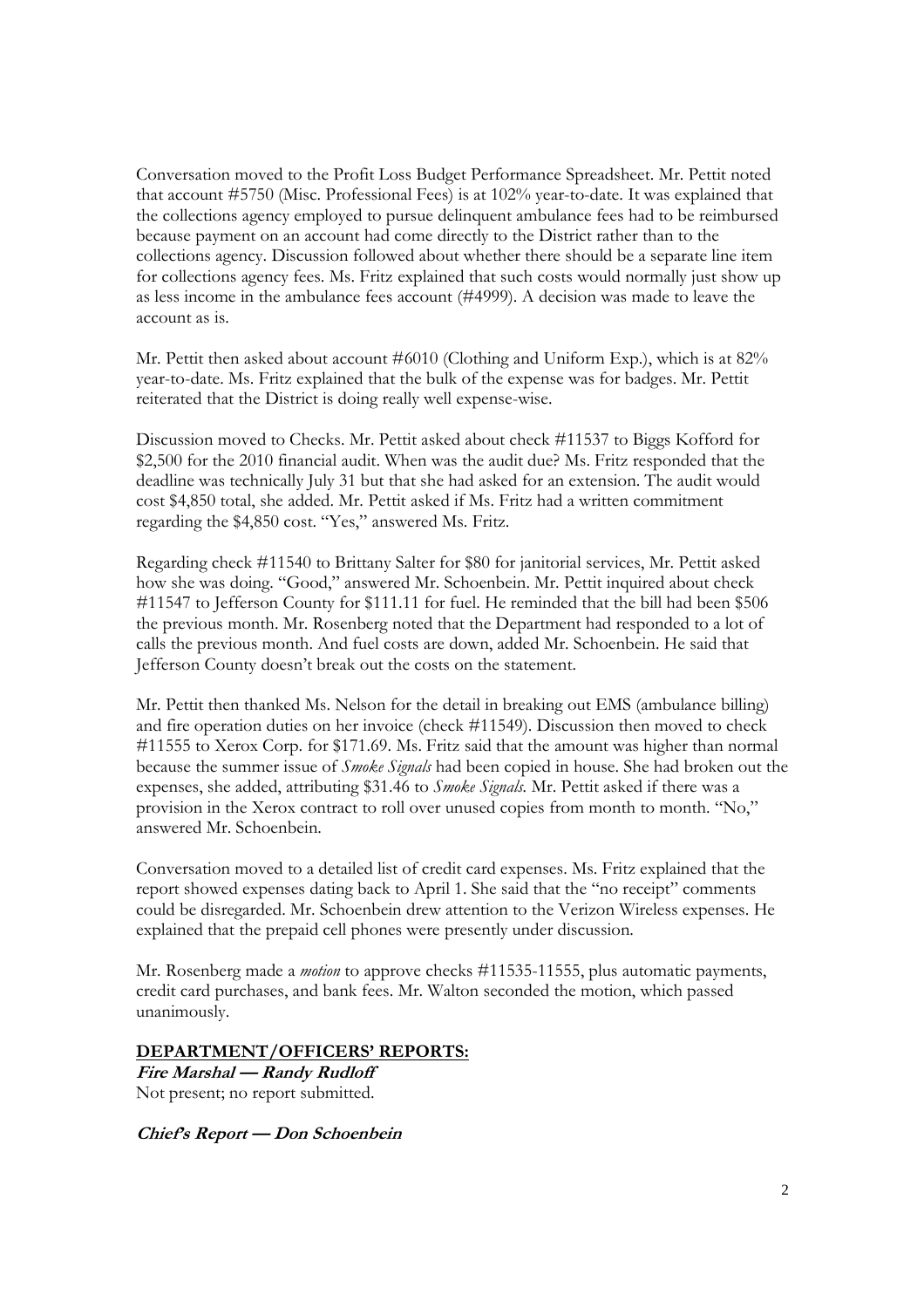Conversation moved to the Profit Loss Budget Performance Spreadsheet. Mr. Pettit noted that account #5750 (Misc. Professional Fees) is at 102% year-to-date. It was explained that the collections agency employed to pursue delinquent ambulance fees had to be reimbursed because payment on an account had come directly to the District rather than to the collections agency. Discussion followed about whether there should be a separate line item for collections agency fees. Ms. Fritz explained that such costs would normally just show up as less income in the ambulance fees account (#4999). A decision was made to leave the account as is.

Mr. Pettit then asked about account #6010 (Clothing and Uniform Exp.), which is at 82% year-to-date. Ms. Fritz explained that the bulk of the expense was for badges. Mr. Pettit reiterated that the District is doing really well expense-wise.

Discussion moved to Checks. Mr. Pettit asked about check #11537 to Biggs Kofford for $2,500 for the 2010 financial audit. When was the audit due? Ms. Fritz responded that the deadline was technically July 31 but that she had asked for an extension. The audit would cost $4,850 total, she added. Mr. Pettit asked if Ms. Fritz had a written commitment regarding the $4,850 cost. "Yes," answered Ms. Fritz.

Regarding check #11540 to Brittany Salter for $80 for janitorial services, Mr. Pettit asked how she was doing. "Good," answered Mr. Schoenbein. Mr. Pettit inquired about check #11547 to Jefferson County for $111.11 for fuel. He reminded that the bill had been $506 the previous month. Mr. Rosenberg noted that the Department had responded to a lot of calls the previous month. And fuel costs are down, added Mr. Schoenbein. He said that Jefferson County doesn't break out the costs on the statement.

Mr. Pettit then thanked Ms. Nelson for the detail in breaking out EMS (ambulance billing) and fire operation duties on her invoice (check #11549). Discussion then moved to check #11555 to Xerox Corp. for $171.69. Ms. Fritz said that the amount was higher than normal because the summer issue of *Smoke Signals* had been copied in house. She had broken out the expenses, she added, attributing $31.46 to *Smoke Signals.* Mr. Pettit asked if there was a provision in the Xerox contract to roll over unused copies from month to month. "No," answered Mr. Schoenbein.

Conversation moved to a detailed list of credit card expenses. Ms. Fritz explained that the report showed expenses dating back to April 1. She said that the "no receipt" comments could be disregarded. Mr. Schoenbein drew attention to the Verizon Wireless expenses. He explained that the prepaid cell phones were presently under discussion.

Mr. Rosenberg made a *motion* to approve checks #11535-11555, plus automatic payments, credit card purchases, and bank fees. Mr. Walton seconded the motion, which passed unanimously.

**DEPARTMENT/OFFICERS' REPORTS:**

***Fire Marshal — Randy Rudloff***

Not present; no report submitted.

***Chief's Report — Don Schoenbein***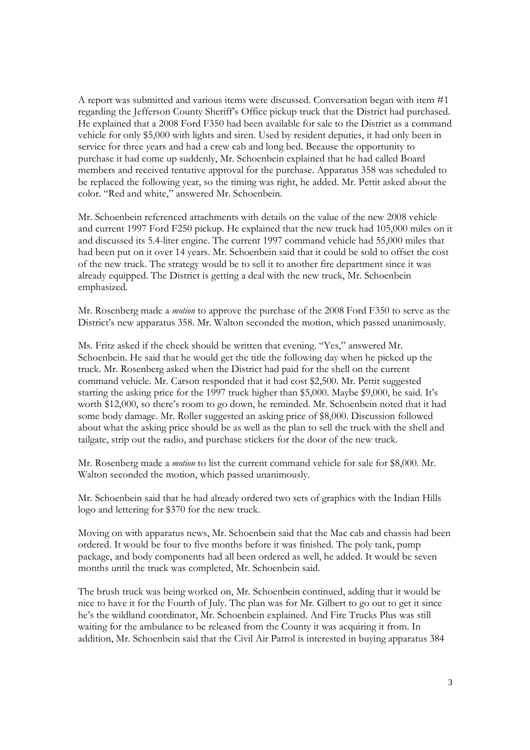A report was submitted and various items were discussed. Conversation began with item #1 regarding the Jefferson County Sheriff's Office pickup truck that the District had purchased. He explained that a 2008 Ford F350 had been available for sale to the District as a command vehicle for only $5,000 with lights and siren. Used by resident deputies, it had only been in service for three years and had a crew cab and long bed. Because the opportunity to purchase it had come up suddenly, Mr. Schoenbein explained that he had called Board members and received tentative approval for the purchase. Apparatus 358 was scheduled to be replaced the following year, so the timing was right, he added. Mr. Pettit asked about the color. "Red and white," answered Mr. Schoenbein.

Mr. Schoenbein referenced attachments with details on the value of the new 2008 vehicle and current 1997 Ford F250 pickup. He explained that the new truck had 105,000 miles on it and discussed its 5.4-liter engine. The current 1997 command vehicle had 55,000 miles that had been put on it over 14 years. Mr. Schoenbein said that it could be sold to offset the cost of the new truck. The strategy would be to sell it to another fire department since it was already equipped. The District is getting a deal with the new truck, Mr. Schoenbein emphasized.

Mr. Rosenberg made a *motion* to approve the purchase of the 2008 Ford F350 to serve as the District's new apparatus 358. Mr. Walton seconded the motion, which passed unanimously.

Ms. Fritz asked if the check should be written that evening. "Yes," answered Mr. Schoenbein. He said that he would get the title the following day when he picked up the truck. Mr. Rosenberg asked when the District had paid for the shell on the current command vehicle. Mr. Carson responded that it had cost $2,500. Mr. Pettit suggested starting the asking price for the 1997 truck higher than $5,000. Maybe $9,000, he said. It's worth $12,000, so there's room to go down, he reminded. Mr. Schoenbein noted that it had some body damage. Mr. Roller suggested an asking price of $8,000. Discussion followed about what the asking price should be as well as the plan to sell the truck with the shell and tailgate, strip out the radio, and purchase stickers for the door of the new truck.

Mr. Rosenberg made a *motion* to list the current command vehicle for sale for $8,000. Mr. Walton seconded the motion, which passed unanimously.

Mr. Schoenbein said that he had already ordered two sets of graphics with the Indian Hills logo and lettering for $370 for the new truck.

Moving on with apparatus news, Mr. Schoenbein said that the Mac cab and chassis had been ordered. It would be four to five months before it was finished. The poly tank, pump package, and body components had all been ordered as well, he added. It would be seven months until the truck was completed, Mr. Schoenbein said.

The brush truck was being worked on, Mr. Schoenbein continued, adding that it would be nice to have it for the Fourth of July. The plan was for Mr. Gilbert to go out to get it since he's the wildland coordinator, Mr. Schoenbein explained. And Fire Trucks Plus was still waiting for the ambulance to be released from the County it was acquiring it from. In addition, Mr. Schoenbein said that the Civil Air Patrol is interested in buying apparatus 384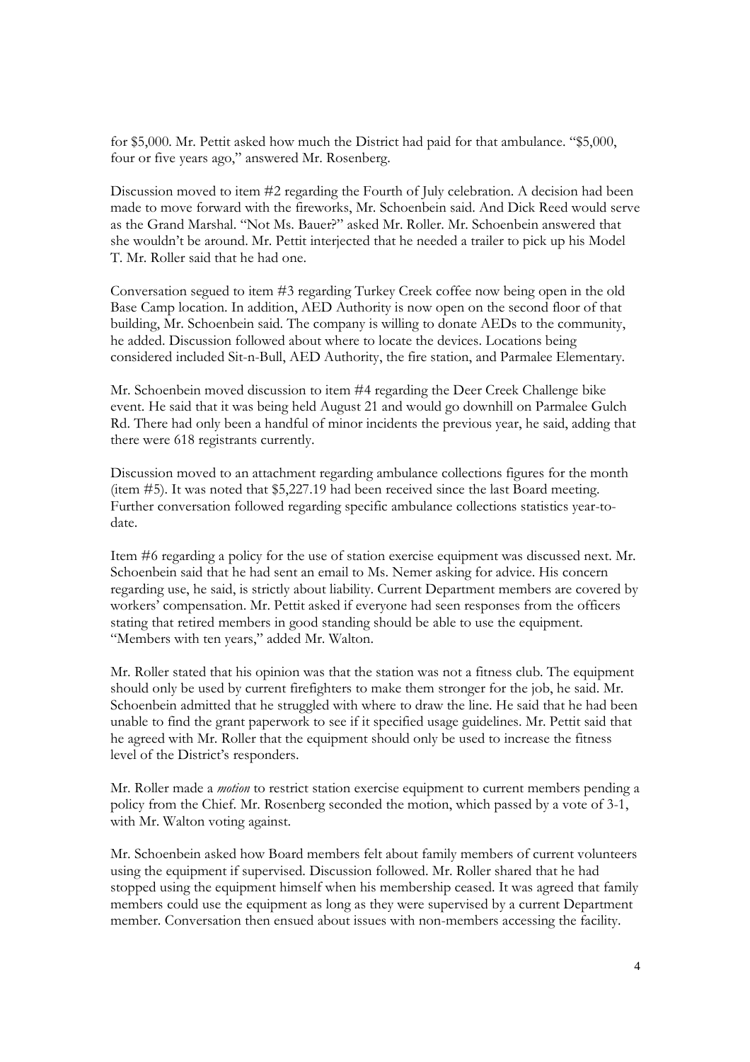for $5,000. Mr. Pettit asked how much the District had paid for that ambulance. "$5,000, four or five years ago," answered Mr. Rosenberg.

Discussion moved to item #2 regarding the Fourth of July celebration. A decision had been made to move forward with the fireworks, Mr. Schoenbein said. And Dick Reed would serve as the Grand Marshal. "Not Ms. Bauer?" asked Mr. Roller. Mr. Schoenbein answered that she wouldn't be around. Mr. Pettit interjected that he needed a trailer to pick up his Model T. Mr. Roller said that he had one.

Conversation segued to item #3 regarding Turkey Creek coffee now being open in the old Base Camp location. In addition, AED Authority is now open on the second floor of that building, Mr. Schoenbein said. The company is willing to donate AEDs to the community, he added. Discussion followed about where to locate the devices. Locations being considered included Sit-n-Bull, AED Authority, the fire station, and Parmalee Elementary.

Mr. Schoenbein moved discussion to item #4 regarding the Deer Creek Challenge bike event. He said that it was being held August 21 and would go downhill on Parmalee Gulch Rd. There had only been a handful of minor incidents the previous year, he said, adding that there were 618 registrants currently.

Discussion moved to an attachment regarding ambulance collections figures for the month (item #5). It was noted that $5,227.19 had been received since the last Board meeting. Further conversation followed regarding specific ambulance collections statistics year-to-date.

Item #6 regarding a policy for the use of station exercise equipment was discussed next. Mr. Schoenbein said that he had sent an email to Ms. Nemer asking for advice. His concern regarding use, he said, is strictly about liability. Current Department members are covered by workers' compensation. Mr. Pettit asked if everyone had seen responses from the officers stating that retired members in good standing should be able to use the equipment. "Members with ten years," added Mr. Walton.

Mr. Roller stated that his opinion was that the station was not a fitness club. The equipment should only be used by current firefighters to make them stronger for the job, he said. Mr. Schoenbein admitted that he struggled with where to draw the line. He said that he had been unable to find the grant paperwork to see if it specified usage guidelines. Mr. Pettit said that he agreed with Mr. Roller that the equipment should only be used to increase the fitness level of the District's responders.

Mr. Roller made a *motion* to restrict station exercise equipment to current members pending a policy from the Chief. Mr. Rosenberg seconded the motion, which passed by a vote of 3-1, with Mr. Walton voting against.

Mr. Schoenbein asked how Board members felt about family members of current volunteers using the equipment if supervised. Discussion followed. Mr. Roller shared that he had stopped using the equipment himself when his membership ceased. It was agreed that family members could use the equipment as long as they were supervised by a current Department member. Conversation then ensued about issues with non-members accessing the facility.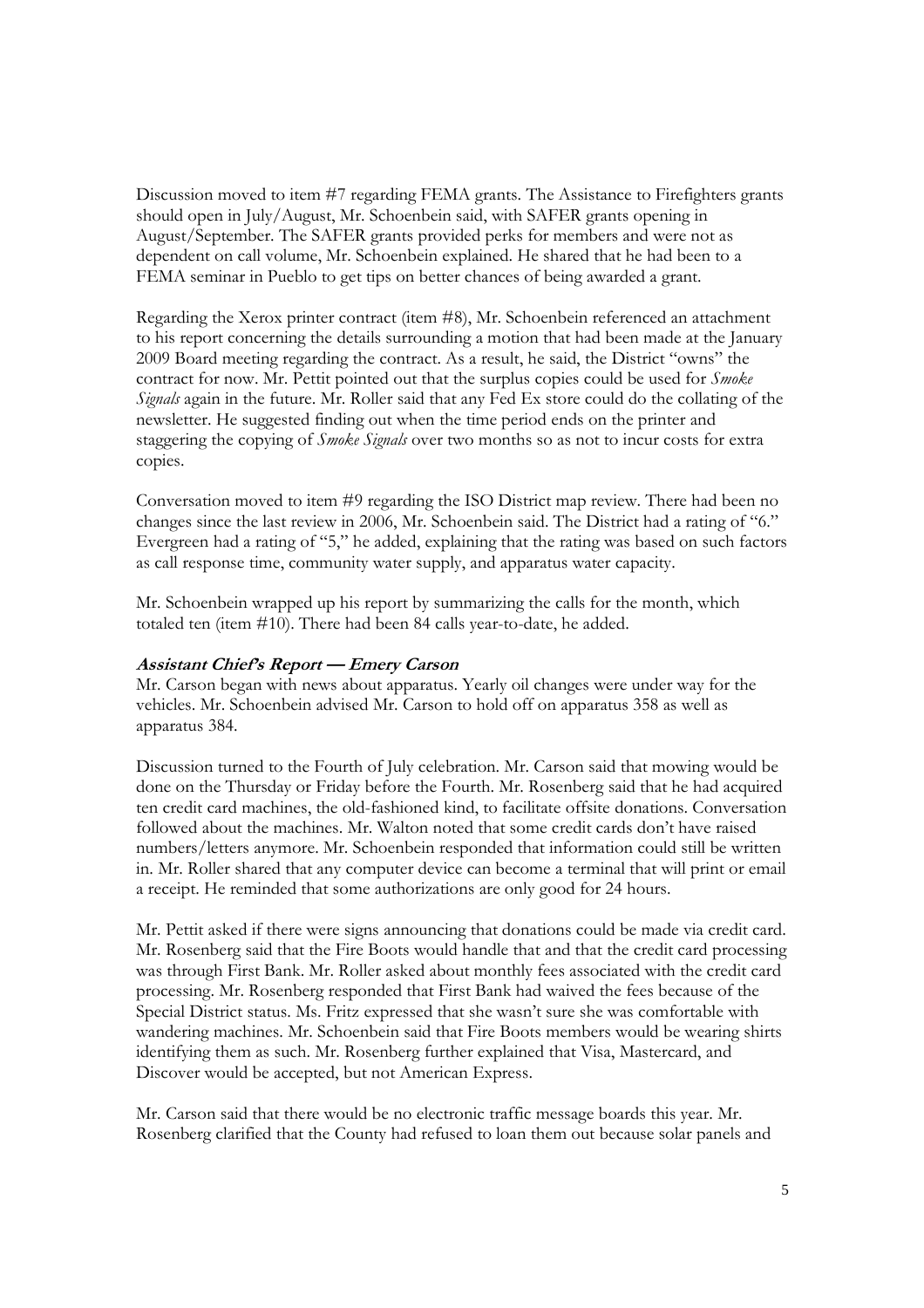Discussion moved to item #7 regarding FEMA grants. The Assistance to Firefighters grants should open in July/August, Mr. Schoenbein said, with SAFER grants opening in August/September. The SAFER grants provided perks for members and were not as dependent on call volume, Mr. Schoenbein explained. He shared that he had been to a FEMA seminar in Pueblo to get tips on better chances of being awarded a grant.

Regarding the Xerox printer contract (item #8), Mr. Schoenbein referenced an attachment to his report concerning the details surrounding a motion that had been made at the January 2009 Board meeting regarding the contract. As a result, he said, the District "owns" the contract for now. Mr. Pettit pointed out that the surplus copies could be used for *Smoke Signals* again in the future. Mr. Roller said that any Fed Ex store could do the collating of the newsletter. He suggested finding out when the time period ends on the printer and staggering the copying of *Smoke Signals* over two months so as not to incur costs for extra copies.

Conversation moved to item #9 regarding the ISO District map review. There had been no changes since the last review in 2006, Mr. Schoenbein said. The District had a rating of "6." Evergreen had a rating of "5," he added, explaining that the rating was based on such factors as call response time, community water supply, and apparatus water capacity.

Mr. Schoenbein wrapped up his report by summarizing the calls for the month, which totaled ten (item #10). There had been 84 calls year-to-date, he added.

***Assistant Chief's Report — Emery Carson***

Mr. Carson began with news about apparatus. Yearly oil changes were under way for the vehicles. Mr. Schoenbein advised Mr. Carson to hold off on apparatus 358 as well as apparatus 384.

Discussion turned to the Fourth of July celebration. Mr. Carson said that mowing would be done on the Thursday or Friday before the Fourth. Mr. Rosenberg said that he had acquired ten credit card machines, the old-fashioned kind, to facilitate offsite donations. Conversation followed about the machines. Mr. Walton noted that some credit cards don't have raised numbers/letters anymore. Mr. Schoenbein responded that information could still be written in. Mr. Roller shared that any computer device can become a terminal that will print or email a receipt. He reminded that some authorizations are only good for 24 hours.

Mr. Pettit asked if there were signs announcing that donations could be made via credit card. Mr. Rosenberg said that the Fire Boots would handle that and that the credit card processing was through First Bank. Mr. Roller asked about monthly fees associated with the credit card processing. Mr. Rosenberg responded that First Bank had waived the fees because of the Special District status. Ms. Fritz expressed that she wasn't sure she was comfortable with wandering machines. Mr. Schoenbein said that Fire Boots members would be wearing shirts identifying them as such. Mr. Rosenberg further explained that Visa, Mastercard, and Discover would be accepted, but not American Express.

Mr. Carson said that there would be no electronic traffic message boards this year. Mr. Rosenberg clarified that the County had refused to loan them out because solar panels and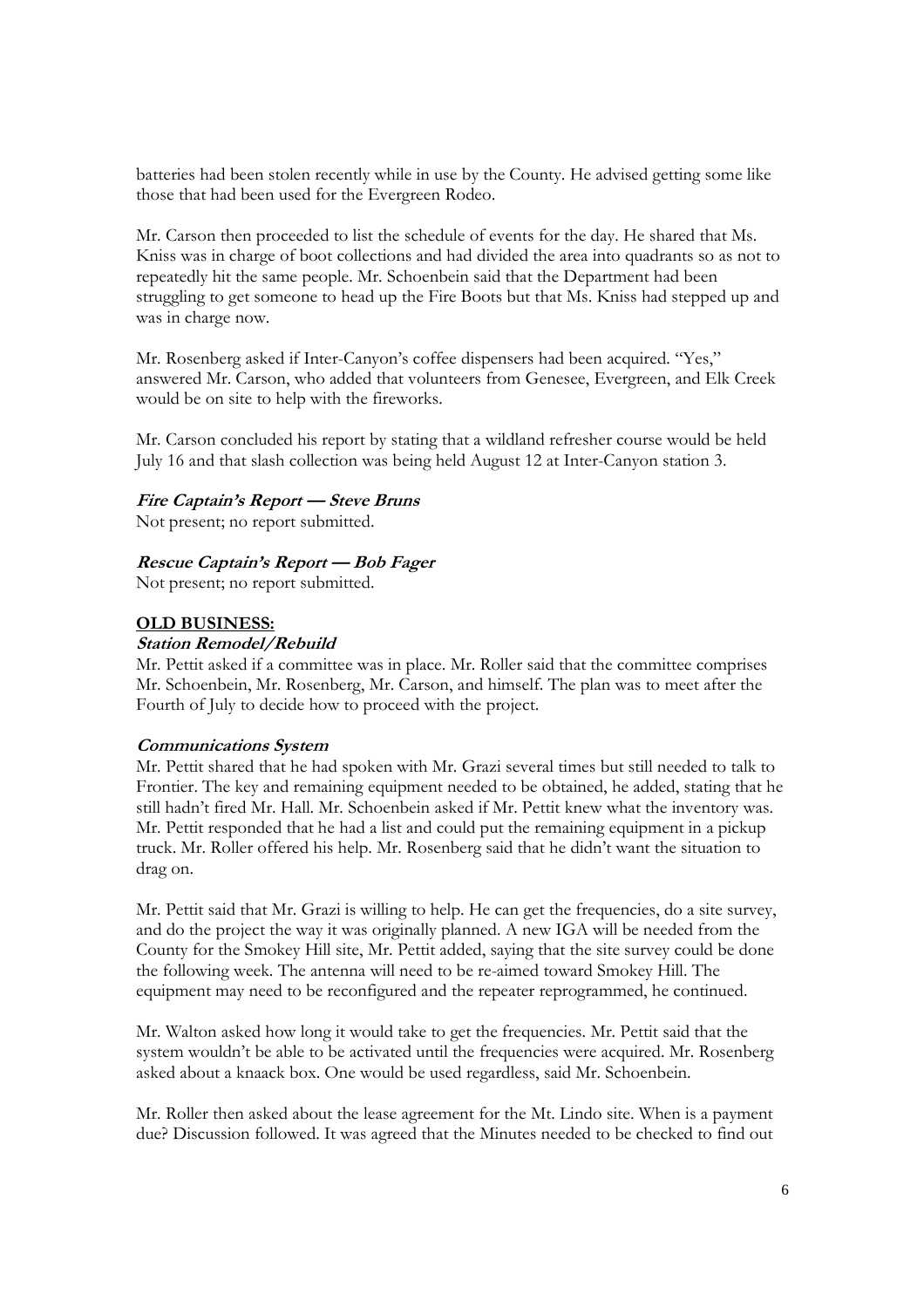batteries had been stolen recently while in use by the County. He advised getting some like those that had been used for the Evergreen Rodeo.

Mr. Carson then proceeded to list the schedule of events for the day. He shared that Ms. Kniss was in charge of boot collections and had divided the area into quadrants so as not to repeatedly hit the same people. Mr. Schoenbein said that the Department had been struggling to get someone to head up the Fire Boots but that Ms. Kniss had stepped up and was in charge now.

Mr. Rosenberg asked if Inter-Canyon's coffee dispensers had been acquired. "Yes," answered Mr. Carson, who added that volunteers from Genesee, Evergreen, and Elk Creek would be on site to help with the fireworks.

Mr. Carson concluded his report by stating that a wildland refresher course would be held July 16 and that slash collection was being held August 12 at Inter-Canyon station 3.

***Fire Captain's Report — Steve Bruns***

Not present; no report submitted.

***Rescue Captain's Report — Bob Fager***

Not present; no report submitted.

**OLD BUSINESS:**

***Station Remodel/Rebuild***

Mr. Pettit asked if a committee was in place. Mr. Roller said that the committee comprises Mr. Schoenbein, Mr. Rosenberg, Mr. Carson, and himself. The plan was to meet after the Fourth of July to decide how to proceed with the project.

***Communications System***

Mr. Pettit shared that he had spoken with Mr. Grazi several times but still needed to talk to Frontier. The key and remaining equipment needed to be obtained, he added, stating that he still hadn't fired Mr. Hall. Mr. Schoenbein asked if Mr. Pettit knew what the inventory was. Mr. Pettit responded that he had a list and could put the remaining equipment in a pickup truck. Mr. Roller offered his help. Mr. Rosenberg said that he didn't want the situation to drag on.

Mr. Pettit said that Mr. Grazi is willing to help. He can get the frequencies, do a site survey, and do the project the way it was originally planned. A new IGA will be needed from the County for the Smokey Hill site, Mr. Pettit added, saying that the site survey could be done the following week. The antenna will need to be re-aimed toward Smokey Hill. The equipment may need to be reconfigured and the repeater reprogrammed, he continued.

Mr. Walton asked how long it would take to get the frequencies. Mr. Pettit said that the system wouldn't be able to be activated until the frequencies were acquired. Mr. Rosenberg asked about a knaack box. One would be used regardless, said Mr. Schoenbein.

Mr. Roller then asked about the lease agreement for the Mt. Lindo site. When is a payment due? Discussion followed. It was agreed that the Minutes needed to be checked to find out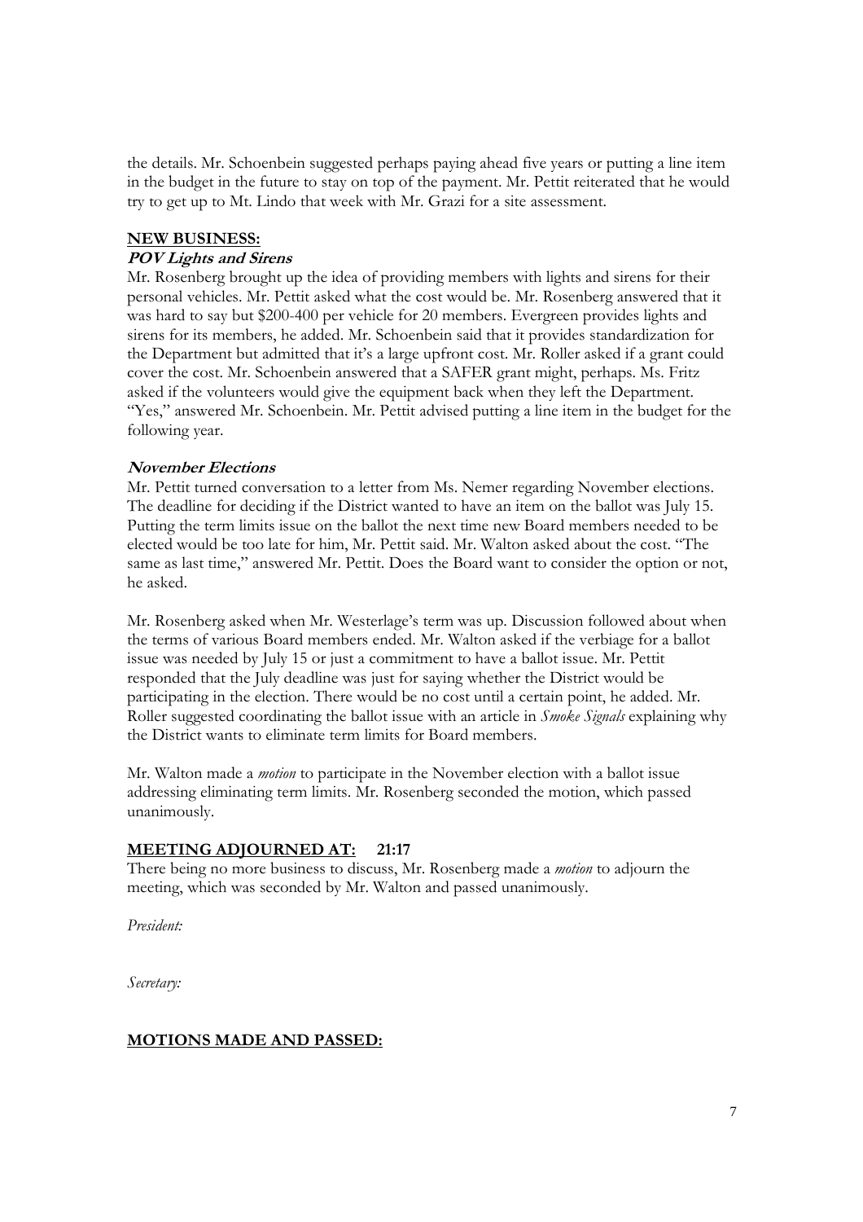the details. Mr. Schoenbein suggested perhaps paying ahead five years or putting a line item in the budget in the future to stay on top of the payment. Mr. Pettit reiterated that he would try to get up to Mt. Lindo that week with Mr. Grazi for a site assessment.

## NEW BUSINESS:

### *POV Lights and Sirens*

Mr. Rosenberg brought up the idea of providing members with lights and sirens for their personal vehicles. Mr. Pettit asked what the cost would be. Mr. Rosenberg answered that it was hard to say but $200-400 per vehicle for 20 members. Evergreen provides lights and sirens for its members, he added. Mr. Schoenbein said that it provides standardization for the Department but admitted that it's a large upfront cost. Mr. Roller asked if a grant could cover the cost. Mr. Schoenbein answered that a SAFER grant might, perhaps. Ms. Fritz asked if the volunteers would give the equipment back when they left the Department. "Yes," answered Mr. Schoenbein. Mr. Pettit advised putting a line item in the budget for the following year.

### *November Elections*

Mr. Pettit turned conversation to a letter from Ms. Nemer regarding November elections. The deadline for deciding if the District wanted to have an item on the ballot was July 15. Putting the term limits issue on the ballot the next time new Board members needed to be elected would be too late for him, Mr. Pettit said. Mr. Walton asked about the cost. "The same as last time," answered Mr. Pettit. Does the Board want to consider the option or not, he asked.

Mr. Rosenberg asked when Mr. Westerlage's term was up. Discussion followed about when the terms of various Board members ended. Mr. Walton asked if the verbiage for a ballot issue was needed by July 15 or just a commitment to have a ballot issue. Mr. Pettit responded that the July deadline was just for saying whether the District would be participating in the election. There would be no cost until a certain point, he added. Mr. Roller suggested coordinating the ballot issue with an article in *Smoke Signals* explaining why the District wants to eliminate term limits for Board members.

Mr. Walton made a *motion* to participate in the November election with a ballot issue addressing eliminating term limits. Mr. Rosenberg seconded the motion, which passed unanimously.

## MEETING ADJOURNED AT: 21:17

There being no more business to discuss, Mr. Rosenberg made a *motion* to adjourn the meeting, which was seconded by Mr. Walton and passed unanimously.

*President:*

*Secretary:*

## MOTIONS MADE AND PASSED: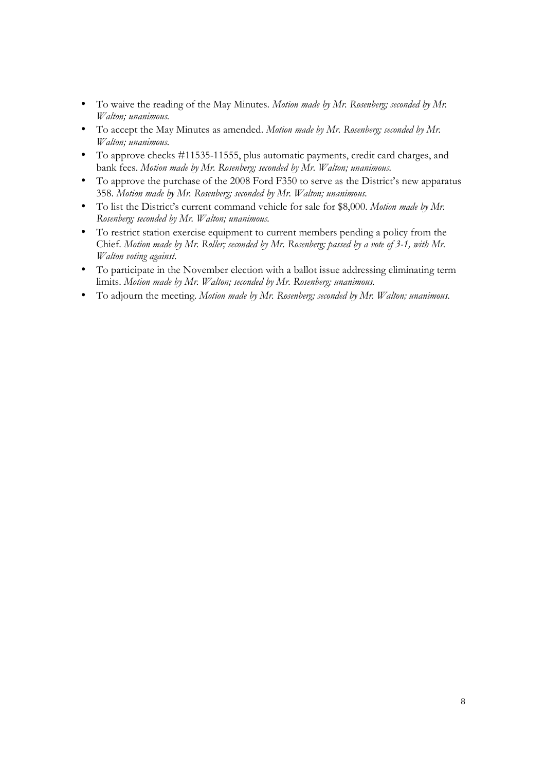- To waive the reading of the May Minutes. *Motion made by Mr. Rosenberg; seconded by Mr. Walton; unanimous.*
- To accept the May Minutes as amended. *Motion made by Mr. Rosenberg; seconded by Mr. Walton; unanimous.*
- To approve checks #11535-11555, plus automatic payments, credit card charges, and bank fees. *Motion made by Mr. Rosenberg; seconded by Mr. Walton; unanimous.*
- To approve the purchase of the 2008 Ford F350 to serve as the District's new apparatus 358. *Motion made by Mr. Rosenberg; seconded by Mr. Walton; unanimous.*
- To list the District's current command vehicle for sale for $8,000. *Motion made by Mr. Rosenberg; seconded by Mr. Walton; unanimous.*
- To restrict station exercise equipment to current members pending a policy from the Chief. *Motion made by Mr. Roller; seconded by Mr. Rosenberg; passed by a vote of 3-1, with Mr. Walton voting against.*
- To participate in the November election with a ballot issue addressing eliminating term limits. *Motion made by Mr. Walton; seconded by Mr. Rosenberg; unanimous.*
- To adjourn the meeting. *Motion made by Mr. Rosenberg; seconded by Mr. Walton; unanimous.*